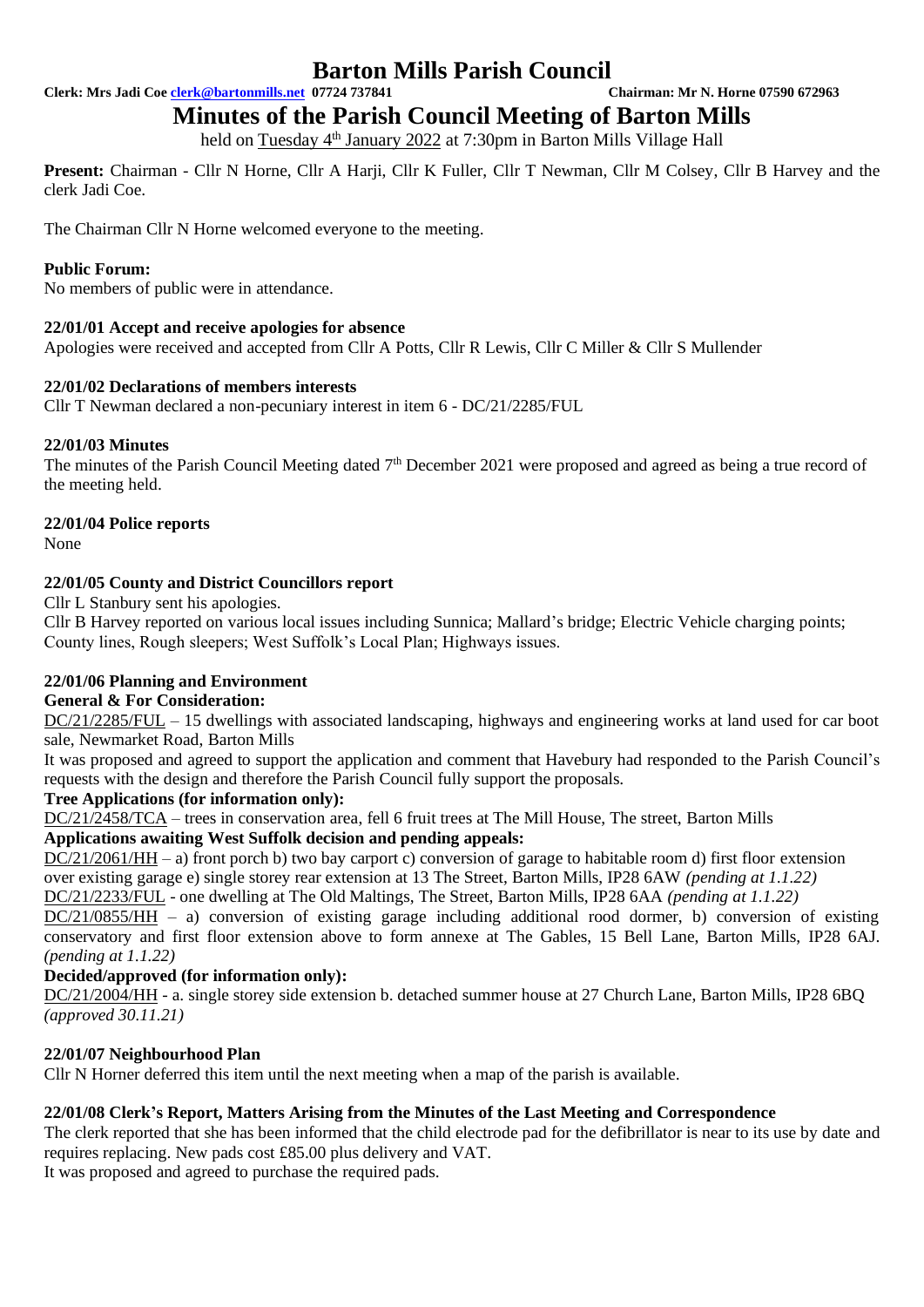# Barton Mills Parish Council

**Clerk: Mrs Jadi Coe clerk@bartonmills.net 07724 737841** **Chairman: Mr N. Horne 07590 672963**

## Minutes of the Parish Council Meeting of Barton Mills

held on Tuesday 4th January 2022 at 7:30pm in Barton Mills Village Hall

**Present:** Chairman - Cllr N Horne, Cllr A Harji, Cllr K Fuller, Cllr T Newman, Cllr M Colsey, Cllr B Harvey and the clerk Jadi Coe.

The Chairman Cllr N Horne welcomed everyone to the meeting.

**Public Forum:**
No members of public were in attendance.

**22/01/01 Accept and receive apologies for absence**
Apologies were received and accepted from Cllr A Potts, Cllr R Lewis, Cllr C Miller & Cllr S Mullender

**22/01/02 Declarations of members interests**
Cllr T Newman declared a non-pecuniary interest in item 6 - DC/21/2285/FUL

**22/01/03 Minutes**
The minutes of the Parish Council Meeting dated 7th December 2021 were proposed and agreed as being a true record of the meeting held.

**22/01/04 Police reports**
None

**22/01/05 County and District Councillors report**
Cllr L Stanbury sent his apologies.
Cllr B Harvey reported on various local issues including Sunnica; Mallard's bridge; Electric Vehicle charging points; County lines, Rough sleepers; West Suffolk's Local Plan; Highways issues.

**22/01/06 Planning and Environment**

**General & For Consideration:**

DC/21/2285/FUL – 15 dwellings with associated landscaping, highways and engineering works at land used for car boot sale, Newmarket Road, Barton Mills
It was proposed and agreed to support the application and comment that Havebury had responded to the Parish Council's requests with the design and therefore the Parish Council fully support the proposals.

**Tree Applications (for information only):**
DC/21/2458/TCA – trees in conservation area, fell 6 fruit trees at The Mill House, The street, Barton Mills

**Applications awaiting West Suffolk decision and pending appeals:**
DC/21/2061/HH – a) front porch b) two bay carport c) conversion of garage to habitable room d) first floor extension over existing garage e) single storey rear extension at 13 The Street, Barton Mills, IP28 6AW *(pending at 1.1.22)*
DC/21/2233/FUL - one dwelling at The Old Maltings, The Street, Barton Mills, IP28 6AA *(pending at 1.1.22)*
DC/21/0855/HH – a) conversion of existing garage including additional rood dormer, b) conversion of existing conservatory and first floor extension above to form annexe at The Gables, 15 Bell Lane, Barton Mills, IP28 6AJ. *(pending at 1.1.22)*

**Decided/approved (for information only):**
DC/21/2004/HH - a. single storey side extension b. detached summer house at 27 Church Lane, Barton Mills, IP28 6BQ *(approved 30.11.21)*

**22/01/07 Neighbourhood Plan**
Cllr N Horner deferred this item until the next meeting when a map of the parish is available.

**22/01/08 Clerk's Report, Matters Arising from the Minutes of the Last Meeting and Correspondence**
The clerk reported that she has been informed that the child electrode pad for the defibrillator is near to its use by date and requires replacing. New pads cost £85.00 plus delivery and VAT.
It was proposed and agreed to purchase the required pads.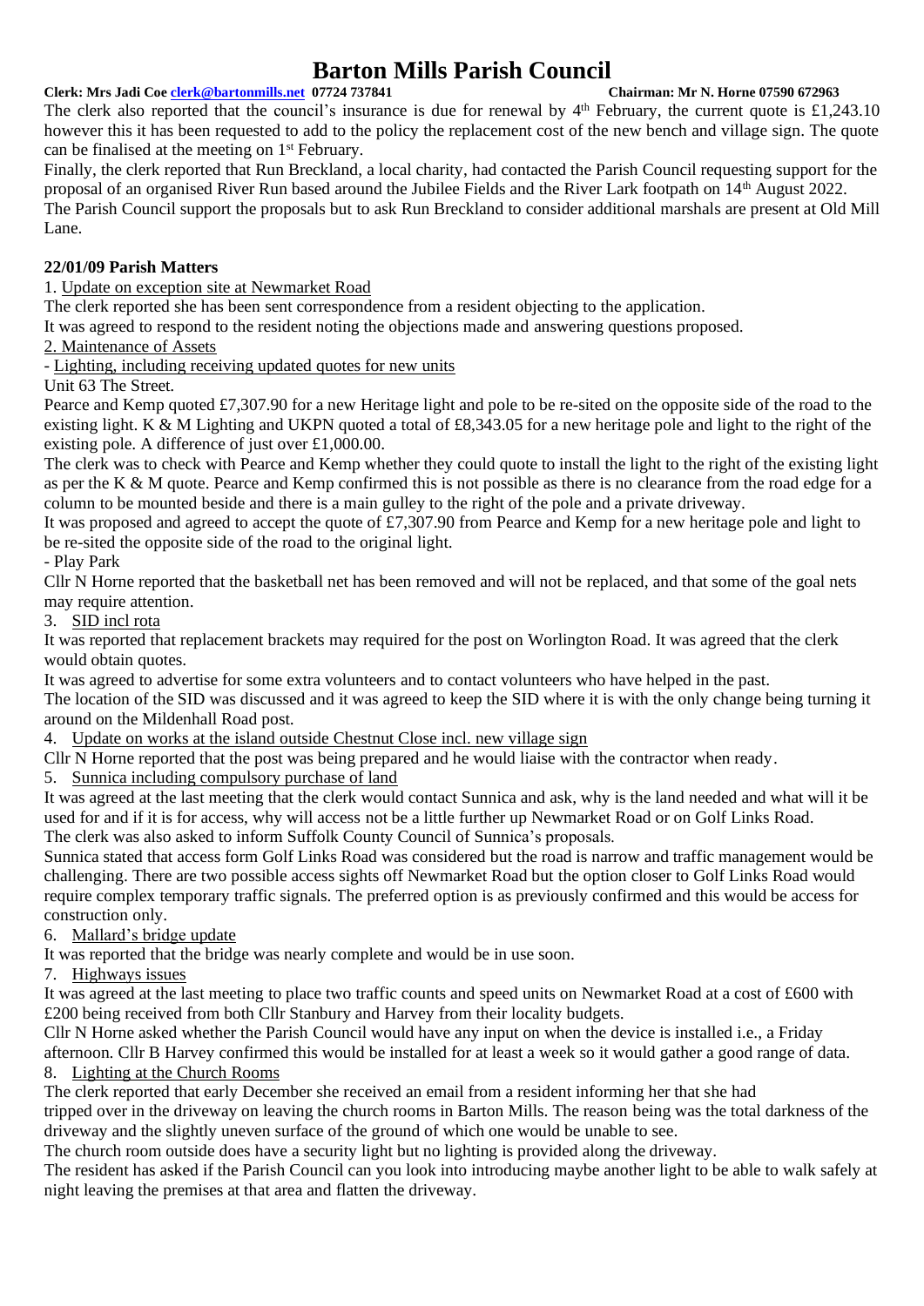The clerk also reported that the council's insurance is due for renewal by 4th February, the current quote is £1,243.10 however this it has been requested to add to the policy the replacement cost of the new bench and village sign. The quote can be finalised at the meeting on 1st February.

Finally, the clerk reported that Run Breckland, a local charity, had contacted the Parish Council requesting support for the proposal of an organised River Run based around the Jubilee Fields and the River Lark footpath on 14th August 2022. The Parish Council support the proposals but to ask Run Breckland to consider additional marshals are present at Old Mill Lane.

**22/01/09 Parish Matters**

1. Update on exception site at Newmarket Road

The clerk reported she has been sent correspondence from a resident objecting to the application.

It was agreed to respond to the resident noting the objections made and answering questions proposed.

2. Maintenance of Assets

- Lighting, including receiving updated quotes for new units

Unit 63 The Street.

Pearce and Kemp quoted £7,307.90 for a new Heritage light and pole to be re-sited on the opposite side of the road to the existing light. K & M Lighting and UKPN quoted a total of £8,343.05 for a new heritage pole and light to the right of the existing pole. A difference of just over £1,000.00.

The clerk was to check with Pearce and Kemp whether they could quote to install the light to the right of the existing light as per the K & M quote. Pearce and Kemp confirmed this is not possible as there is no clearance from the road edge for a column to be mounted beside and there is a main gulley to the right of the pole and a private driveway.

It was proposed and agreed to accept the quote of £7,307.90 from Pearce and Kemp for a new heritage pole and light to be re-sited the opposite side of the road to the original light.

- Play Park

Cllr N Horne reported that the basketball net has been removed and will not be replaced, and that some of the goal nets may require attention.

3. SID incl rota

It was reported that replacement brackets may required for the post on Worlington Road. It was agreed that the clerk would obtain quotes.

It was agreed to advertise for some extra volunteers and to contact volunteers who have helped in the past.

The location of the SID was discussed and it was agreed to keep the SID where it is with the only change being turning it around on the Mildenhall Road post.

4. Update on works at the island outside Chestnut Close incl. new village sign

Cllr N Horne reported that the post was being prepared and he would liaise with the contractor when ready.

5. Sunnica including compulsory purchase of land

It was agreed at the last meeting that the clerk would contact Sunnica and ask, why is the land needed and what will it be used for and if it is for access, why will access not be a little further up Newmarket Road or on Golf Links Road.

The clerk was also asked to inform Suffolk County Council of Sunnica's proposals.

Sunnica stated that access form Golf Links Road was considered but the road is narrow and traffic management would be challenging. There are two possible access sights off Newmarket Road but the option closer to Golf Links Road would require complex temporary traffic signals. The preferred option is as previously confirmed and this would be access for construction only.

6. Mallard's bridge update

It was reported that the bridge was nearly complete and would be in use soon.

7. Highways issues

It was agreed at the last meeting to place two traffic counts and speed units on Newmarket Road at a cost of £600 with £200 being received from both Cllr Stanbury and Harvey from their locality budgets.

Cllr N Horne asked whether the Parish Council would have any input on when the device is installed i.e., a Friday afternoon. Cllr B Harvey confirmed this would be installed for at least a week so it would gather a good range of data.

8. Lighting at the Church Rooms

The clerk reported that early December she received an email from a resident informing her that she had tripped over in the driveway on leaving the church rooms in Barton Mills. The reason being was the total darkness of the driveway and the slightly uneven surface of the ground of which one would be unable to see.

The church room outside does have a security light but no lighting is provided along the driveway.

The resident has asked if the Parish Council can you look into introducing maybe another light to be able to walk safely at night leaving the premises at that area and flatten the driveway.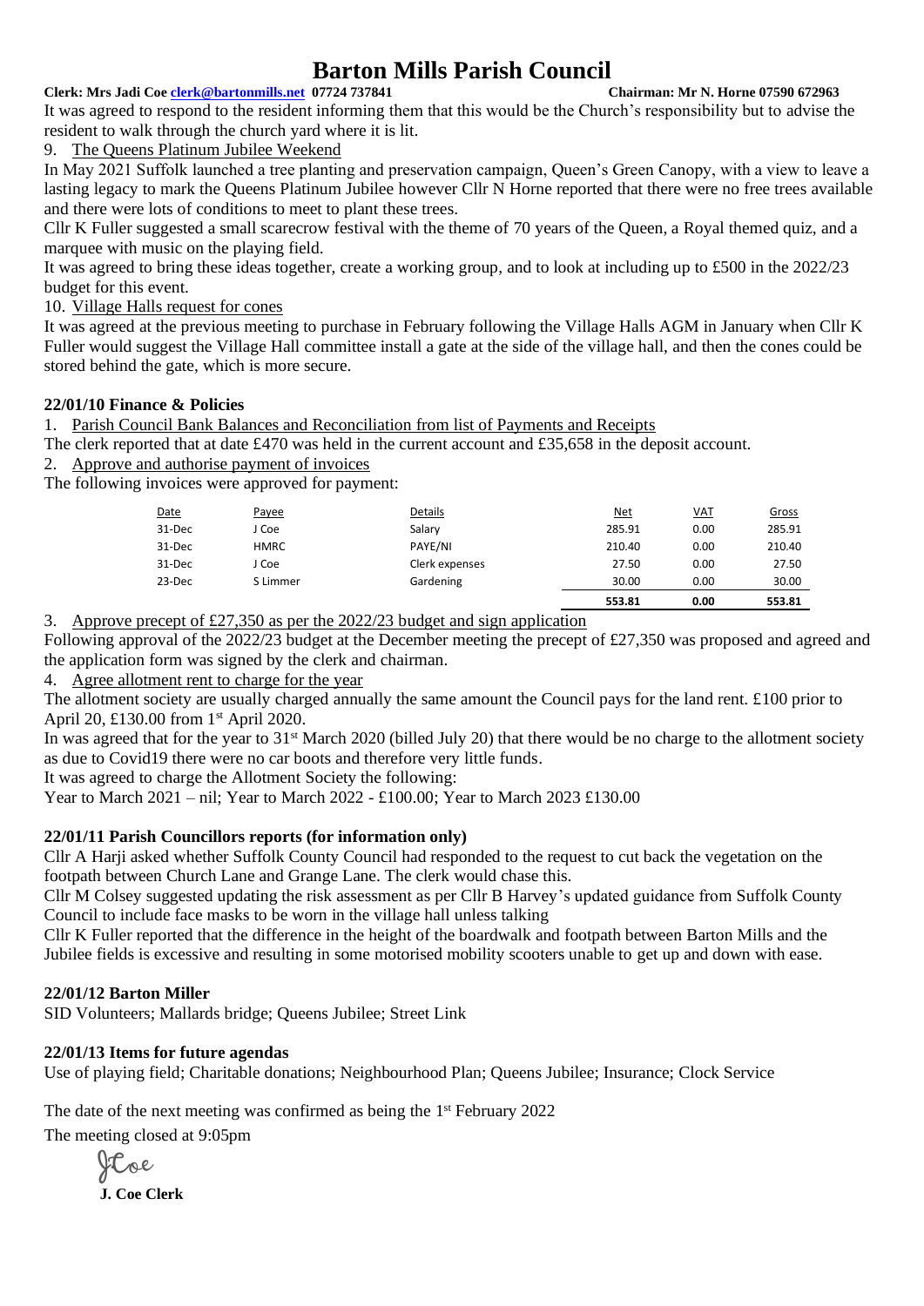# Barton Mills Parish Council

**Clerk: Mrs Jadi Coe clerk@bartonmills.net 07724 737841** **Chairman: Mr N. Horne 07590 672963**

It was agreed to respond to the resident informing them that this would be the Church's responsibility but to advise the resident to walk through the church yard where it is lit.

9. The Queens Platinum Jubilee Weekend

In May 2021 Suffolk launched a tree planting and preservation campaign, Queen's Green Canopy, with a view to leave a lasting legacy to mark the Queens Platinum Jubilee however Cllr N Horne reported that there were no free trees available and there were lots of conditions to meet to plant these trees.

Cllr K Fuller suggested a small scarecrow festival with the theme of 70 years of the Queen, a Royal themed quiz, and a marquee with music on the playing field.

It was agreed to bring these ideas together, create a working group, and to look at including up to £500 in the 2022/23 budget for this event.

10. Village Halls request for cones

It was agreed at the previous meeting to purchase in February following the Village Halls AGM in January when Cllr K Fuller would suggest the Village Hall committee install a gate at the side of the village hall, and then the cones could be stored behind the gate, which is more secure.

**22/01/10 Finance & Policies**

1. Parish Council Bank Balances and Reconciliation from list of Payments and Receipts

The clerk reported that at date £470 was held in the current account and £35,658 in the deposit account.

2. Approve and authorise payment of invoices

The following invoices were approved for payment:

| Date | Payee | Details | Net | VAT | Gross |
|---|---|---|---|---|---|
| 31-Dec | J Coe | Salary | 285.91 | 0.00 | 285.91 |
| 31-Dec | HMRC | PAYE/NI | 210.40 | 0.00 | 210.40 |
| 31-Dec | J Coe | Clerk expenses | 27.50 | 0.00 | 27.50 |
| 23-Dec | S Limmer | Gardening | 30.00 | 0.00 | 30.00 |
| | | | **553.81** | **0.00** | **553.81** |

3. Approve precept of £27,350 as per the 2022/23 budget and sign application

Following approval of the 2022/23 budget at the December meeting the precept of £27,350 was proposed and agreed and the application form was signed by the clerk and chairman.

4. Agree allotment rent to charge for the year

The allotment society are usually charged annually the same amount the Council pays for the land rent. £100 prior to April 20, £130.00 from 1st April 2020.

In was agreed that for the year to 31st March 2020 (billed July 20) that there would be no charge to the allotment society as due to Covid19 there were no car boots and therefore very little funds.

It was agreed to charge the Allotment Society the following:

Year to March 2021 – nil; Year to March 2022 - £100.00; Year to March 2023 £130.00

**22/01/11 Parish Councillors reports (for information only)**

Cllr A Harji asked whether Suffolk County Council had responded to the request to cut back the vegetation on the footpath between Church Lane and Grange Lane. The clerk would chase this.

Cllr M Colsey suggested updating the risk assessment as per Cllr B Harvey's updated guidance from Suffolk County Council to include face masks to be worn in the village hall unless talking

Cllr K Fuller reported that the difference in the height of the boardwalk and footpath between Barton Mills and the Jubilee fields is excessive and resulting in some motorised mobility scooters unable to get up and down with ease.

**22/01/12 Barton Miller**

SID Volunteers; Mallards bridge; Queens Jubilee; Street Link

**22/01/13 Items for future agendas**

Use of playing field; Charitable donations; Neighbourhood Plan; Queens Jubilee; Insurance; Clock Service

The date of the next meeting was confirmed as being the 1st February 2022

The meeting closed at 9:05pm

JCoe

**J. Coe Clerk**